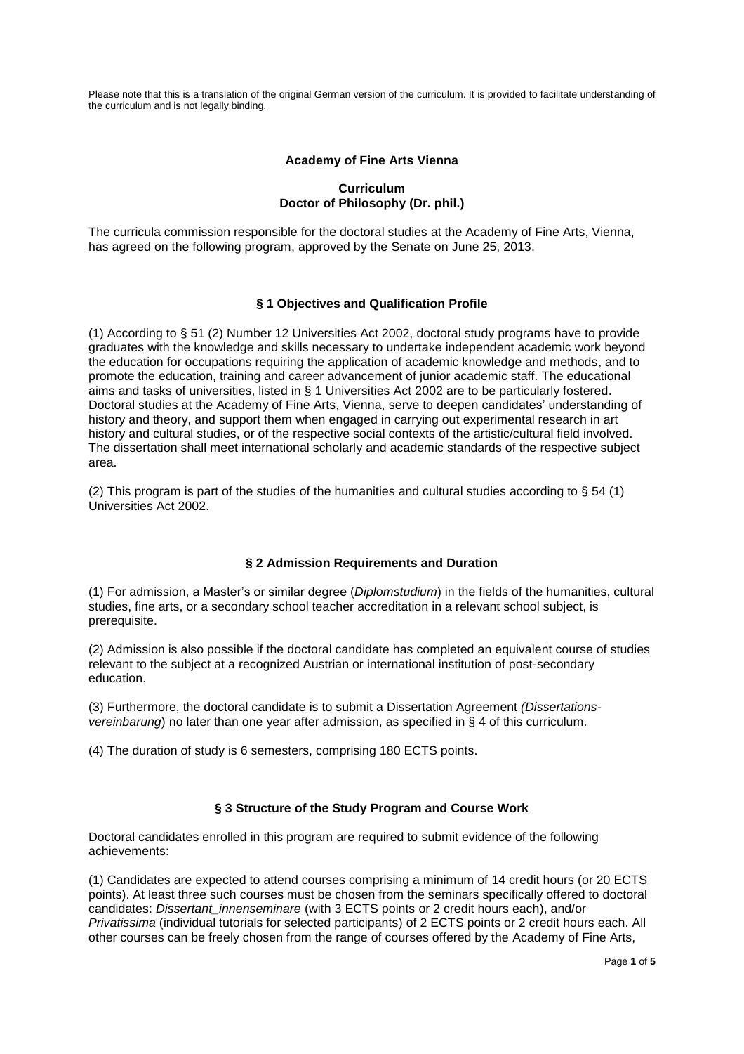Please note that this is a translation of the original German version of the curriculum. It is provided to facilitate understanding of the curriculum and is not legally binding.

**Academy of Fine Arts Vienna**

**Curriculum**
**Doctor of Philosophy (Dr. phil.)**

The curricula commission responsible for the doctoral studies at the Academy of Fine Arts, Vienna, has agreed on the following program, approved by the Senate on June 25, 2013.

## § 1 Objectives and Qualification Profile

(1) According to § 51 (2) Number 12 Universities Act 2002, doctoral study programs have to provide graduates with the knowledge and skills necessary to undertake independent academic work beyond the education for occupations requiring the application of academic knowledge and methods, and to promote the education, training and career advancement of junior academic staff. The educational aims and tasks of universities, listed in § 1 Universities Act 2002 are to be particularly fostered. Doctoral studies at the Academy of Fine Arts, Vienna, serve to deepen candidates' understanding of history and theory, and support them when engaged in carrying out experimental research in art history and cultural studies, or of the respective social contexts of the artistic/cultural field involved. The dissertation shall meet international scholarly and academic standards of the respective subject area.

(2) This program is part of the studies of the humanities and cultural studies according to § 54 (1) Universities Act 2002.

## § 2 Admission Requirements and Duration

(1) For admission, a Master's or similar degree (*Diplomstudium*) in the fields of the humanities, cultural studies, fine arts, or a secondary school teacher accreditation in a relevant school subject, is prerequisite.

(2) Admission is also possible if the doctoral candidate has completed an equivalent course of studies relevant to the subject at a recognized Austrian or international institution of post-secondary education.

(3) Furthermore, the doctoral candidate is to submit a Dissertation Agreement *(Dissertations-vereinbarung*) no later than one year after admission, as specified in § 4 of this curriculum.

(4) The duration of study is 6 semesters, comprising 180 ECTS points.

## § 3 Structure of the Study Program and Course Work

Doctoral candidates enrolled in this program are required to submit evidence of the following achievements:

(1) Candidates are expected to attend courses comprising a minimum of 14 credit hours (or 20 ECTS points). At least three such courses must be chosen from the seminars specifically offered to doctoral candidates: *Dissertant_innenseminare* (with 3 ECTS points or 2 credit hours each), and/or *Privatissima* (individual tutorials for selected participants) of 2 ECTS points or 2 credit hours each. All other courses can be freely chosen from the range of courses offered by the Academy of Fine Arts,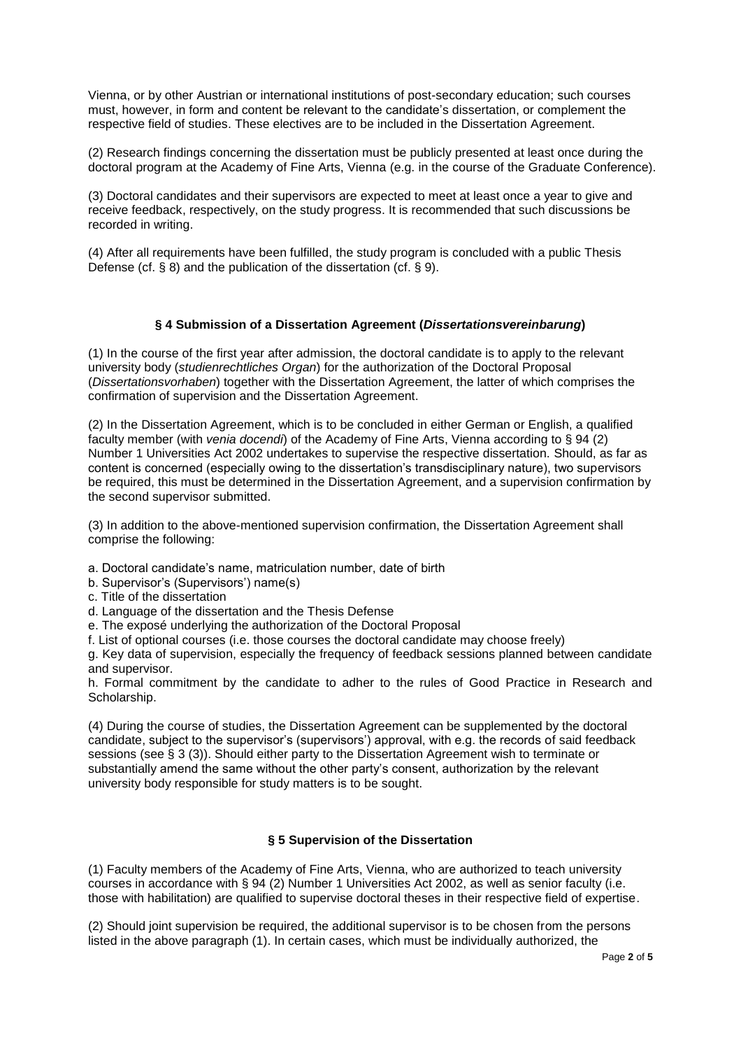Vienna, or by other Austrian or international institutions of post-secondary education; such courses must, however, in form and content be relevant to the candidate's dissertation, or complement the respective field of studies. These electives are to be included in the Dissertation Agreement.

(2) Research findings concerning the dissertation must be publicly presented at least once during the doctoral program at the Academy of Fine Arts, Vienna (e.g. in the course of the Graduate Conference).

(3) Doctoral candidates and their supervisors are expected to meet at least once a year to give and receive feedback, respectively, on the study progress. It is recommended that such discussions be recorded in writing.

(4) After all requirements have been fulfilled, the study program is concluded with a public Thesis Defense (cf. § 8) and the publication of the dissertation (cf. § 9).

### § 4 Submission of a Dissertation Agreement (*Dissertationsvereinbarung*)

(1) In the course of the first year after admission, the doctoral candidate is to apply to the relevant university body (*studienrechtliches Organ*) for the authorization of the Doctoral Proposal (*Dissertationsvorhaben*) together with the Dissertation Agreement, the latter of which comprises the confirmation of supervision and the Dissertation Agreement.

(2) In the Dissertation Agreement, which is to be concluded in either German or English, a qualified faculty member (with *venia docendi*) of the Academy of Fine Arts, Vienna according to § 94 (2) Number 1 Universities Act 2002 undertakes to supervise the respective dissertation. Should, as far as content is concerned (especially owing to the dissertation's transdisciplinary nature), two supervisors be required, this must be determined in the Dissertation Agreement, and a supervision confirmation by the second supervisor submitted.

(3) In addition to the above-mentioned supervision confirmation, the Dissertation Agreement shall comprise the following:

a. Doctoral candidate's name, matriculation number, date of birth
b. Supervisor's (Supervisors') name(s)
c. Title of the dissertation
d. Language of the dissertation and the Thesis Defense
e. The exposé underlying the authorization of the Doctoral Proposal
f. List of optional courses (i.e. those courses the doctoral candidate may choose freely)
g. Key data of supervision, especially the frequency of feedback sessions planned between candidate and supervisor.
h. Formal commitment by the candidate to adher to the rules of Good Practice in Research and Scholarship.

(4) During the course of studies, the Dissertation Agreement can be supplemented by the doctoral candidate, subject to the supervisor's (supervisors') approval, with e.g. the records of said feedback sessions (see § 3 (3)). Should either party to the Dissertation Agreement wish to terminate or substantially amend the same without the other party's consent, authorization by the relevant university body responsible for study matters is to be sought.

### § 5 Supervision of the Dissertation

(1) Faculty members of the Academy of Fine Arts, Vienna, who are authorized to teach university courses in accordance with § 94 (2) Number 1 Universities Act 2002, as well as senior faculty (i.e. those with habilitation) are qualified to supervise doctoral theses in their respective field of expertise.

(2) Should joint supervision be required, the additional supervisor is to be chosen from the persons listed in the above paragraph (1). In certain cases, which must be individually authorized, the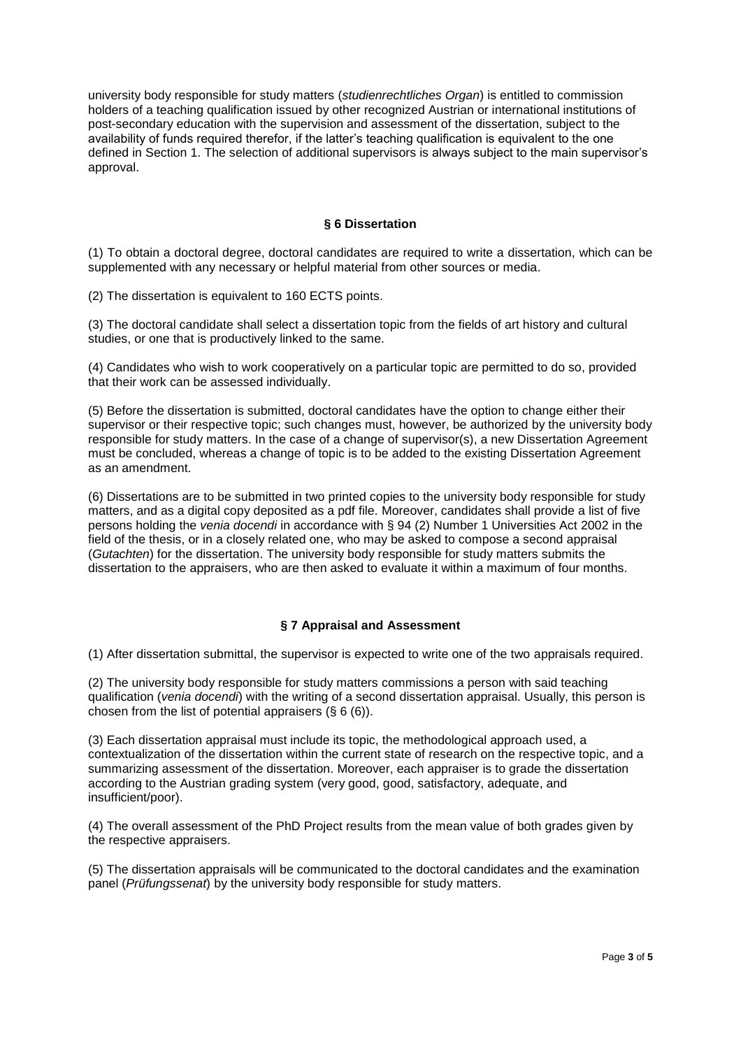university body responsible for study matters (*studienrechtliches Organ*) is entitled to commission holders of a teaching qualification issued by other recognized Austrian or international institutions of post-secondary education with the supervision and assessment of the dissertation, subject to the availability of funds required therefor, if the latter's teaching qualification is equivalent to the one defined in Section 1. The selection of additional supervisors is always subject to the main supervisor's approval.

## § 6 Dissertation

(1) To obtain a doctoral degree, doctoral candidates are required to write a dissertation, which can be supplemented with any necessary or helpful material from other sources or media.

(2) The dissertation is equivalent to 160 ECTS points.

(3) The doctoral candidate shall select a dissertation topic from the fields of art history and cultural studies, or one that is productively linked to the same.

(4) Candidates who wish to work cooperatively on a particular topic are permitted to do so, provided that their work can be assessed individually.

(5) Before the dissertation is submitted, doctoral candidates have the option to change either their supervisor or their respective topic; such changes must, however, be authorized by the university body responsible for study matters. In the case of a change of supervisor(s), a new Dissertation Agreement must be concluded, whereas a change of topic is to be added to the existing Dissertation Agreement as an amendment.

(6) Dissertations are to be submitted in two printed copies to the university body responsible for study matters, and as a digital copy deposited as a pdf file. Moreover, candidates shall provide a list of five persons holding the *venia docendi* in accordance with § 94 (2) Number 1 Universities Act 2002 in the field of the thesis, or in a closely related one, who may be asked to compose a second appraisal (*Gutachten*) for the dissertation. The university body responsible for study matters submits the dissertation to the appraisers, who are then asked to evaluate it within a maximum of four months.

## § 7 Appraisal and Assessment

(1) After dissertation submittal, the supervisor is expected to write one of the two appraisals required.

(2) The university body responsible for study matters commissions a person with said teaching qualification (*venia docendi*) with the writing of a second dissertation appraisal. Usually, this person is chosen from the list of potential appraisers (§ 6 (6)).

(3) Each dissertation appraisal must include its topic, the methodological approach used, a contextualization of the dissertation within the current state of research on the respective topic, and a summarizing assessment of the dissertation. Moreover, each appraiser is to grade the dissertation according to the Austrian grading system (very good, good, satisfactory, adequate, and insufficient/poor).

(4) The overall assessment of the PhD Project results from the mean value of both grades given by the respective appraisers.

(5) The dissertation appraisals will be communicated to the doctoral candidates and the examination panel (*Prüfungssenat*) by the university body responsible for study matters.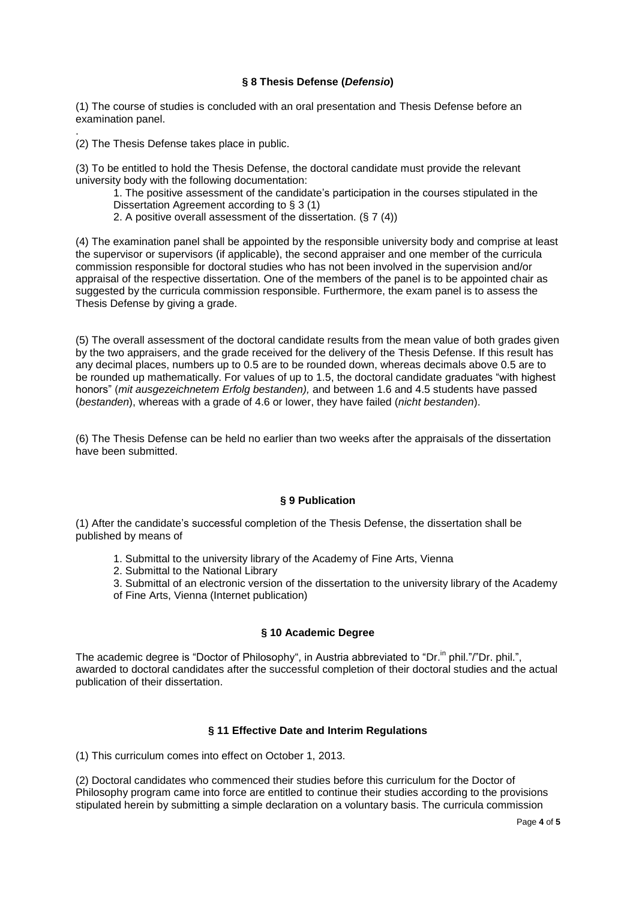### § 8 Thesis Defense (*Defensio*)

(1) The course of studies is concluded with an oral presentation and Thesis Defense before an examination panel.

.

(2) The Thesis Defense takes place in public.

(3) To be entitled to hold the Thesis Defense, the doctoral candidate must provide the relevant university body with the following documentation:

1. The positive assessment of the candidate's participation in the courses stipulated in the Dissertation Agreement according to § 3 (1)
2. A positive overall assessment of the dissertation. (§ 7 (4))

(4) The examination panel shall be appointed by the responsible university body and comprise at least the supervisor or supervisors (if applicable), the second appraiser and one member of the curricula commission responsible for doctoral studies who has not been involved in the supervision and/or appraisal of the respective dissertation. One of the members of the panel is to be appointed chair as suggested by the curricula commission responsible. Furthermore, the exam panel is to assess the Thesis Defense by giving a grade.

(5) The overall assessment of the doctoral candidate results from the mean value of both grades given by the two appraisers, and the grade received for the delivery of the Thesis Defense. If this result has any decimal places, numbers up to 0.5 are to be rounded down, whereas decimals above 0.5 are to be rounded up mathematically. For values of up to 1.5, the doctoral candidate graduates "with highest honors" (*mit ausgezeichnetem Erfolg bestanden),* and between 1.6 and 4.5 students have passed (*bestanden*), whereas with a grade of 4.6 or lower, they have failed (*nicht bestanden*).

(6) The Thesis Defense can be held no earlier than two weeks after the appraisals of the dissertation have been submitted.

### § 9 Publication

(1) After the candidate's successful completion of the Thesis Defense, the dissertation shall be published by means of

1. Submittal to the university library of the Academy of Fine Arts, Vienna
2. Submittal to the National Library
3. Submittal of an electronic version of the dissertation to the university library of the Academy of Fine Arts, Vienna (Internet publication)

### § 10 Academic Degree

The academic degree is "Doctor of Philosophy", in Austria abbreviated to "Dr.in phil."/"Dr. phil.", awarded to doctoral candidates after the successful completion of their doctoral studies and the actual publication of their dissertation.

### § 11 Effective Date and Interim Regulations

(1) This curriculum comes into effect on October 1, 2013.

(2) Doctoral candidates who commenced their studies before this curriculum for the Doctor of Philosophy program came into force are entitled to continue their studies according to the provisions stipulated herein by submitting a simple declaration on a voluntary basis. The curricula commission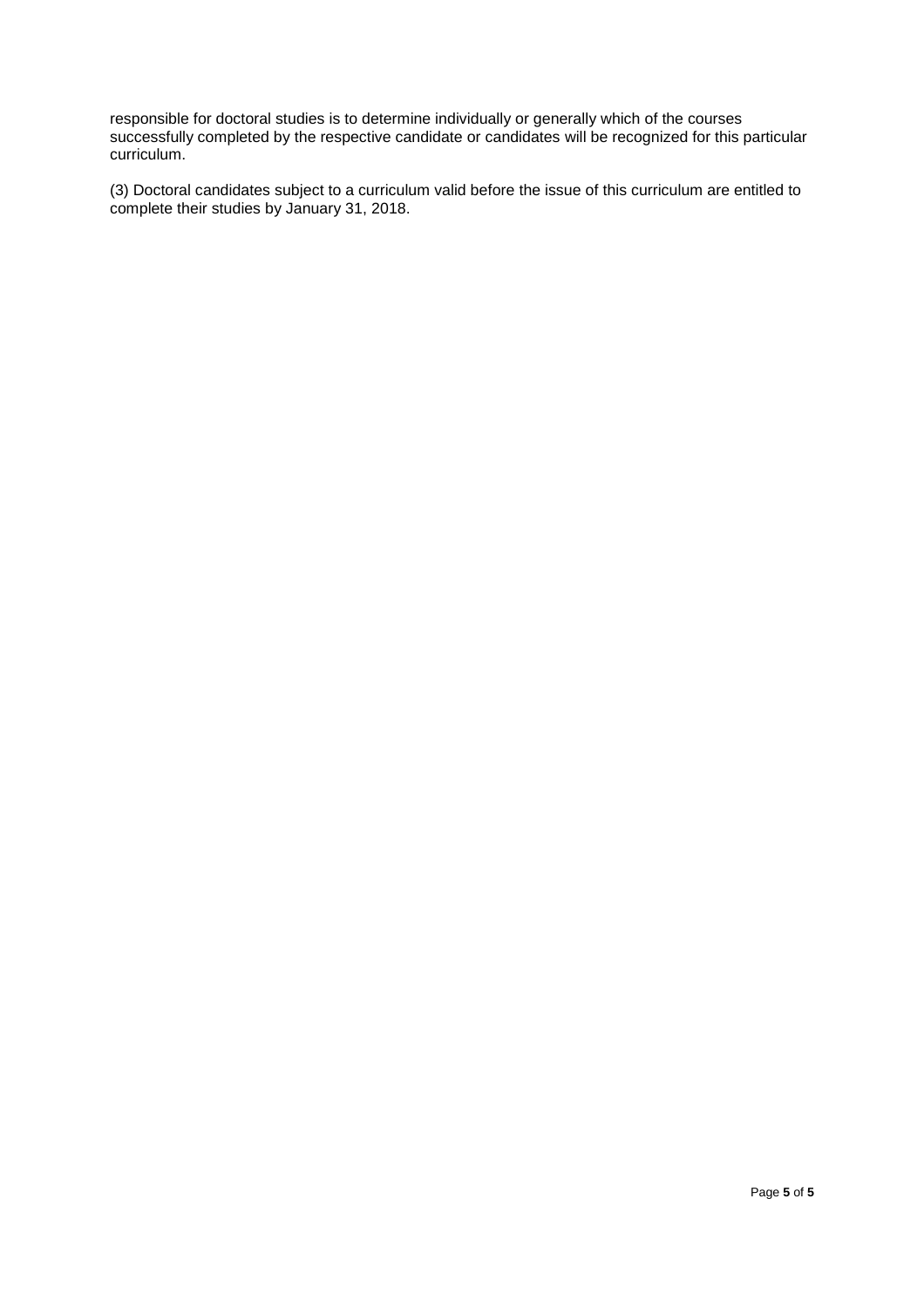responsible for doctoral studies is to determine individually or generally which of the courses successfully completed by the respective candidate or candidates will be recognized for this particular curriculum.

(3) Doctoral candidates subject to a curriculum valid before the issue of this curriculum are entitled to complete their studies by January 31, 2018.